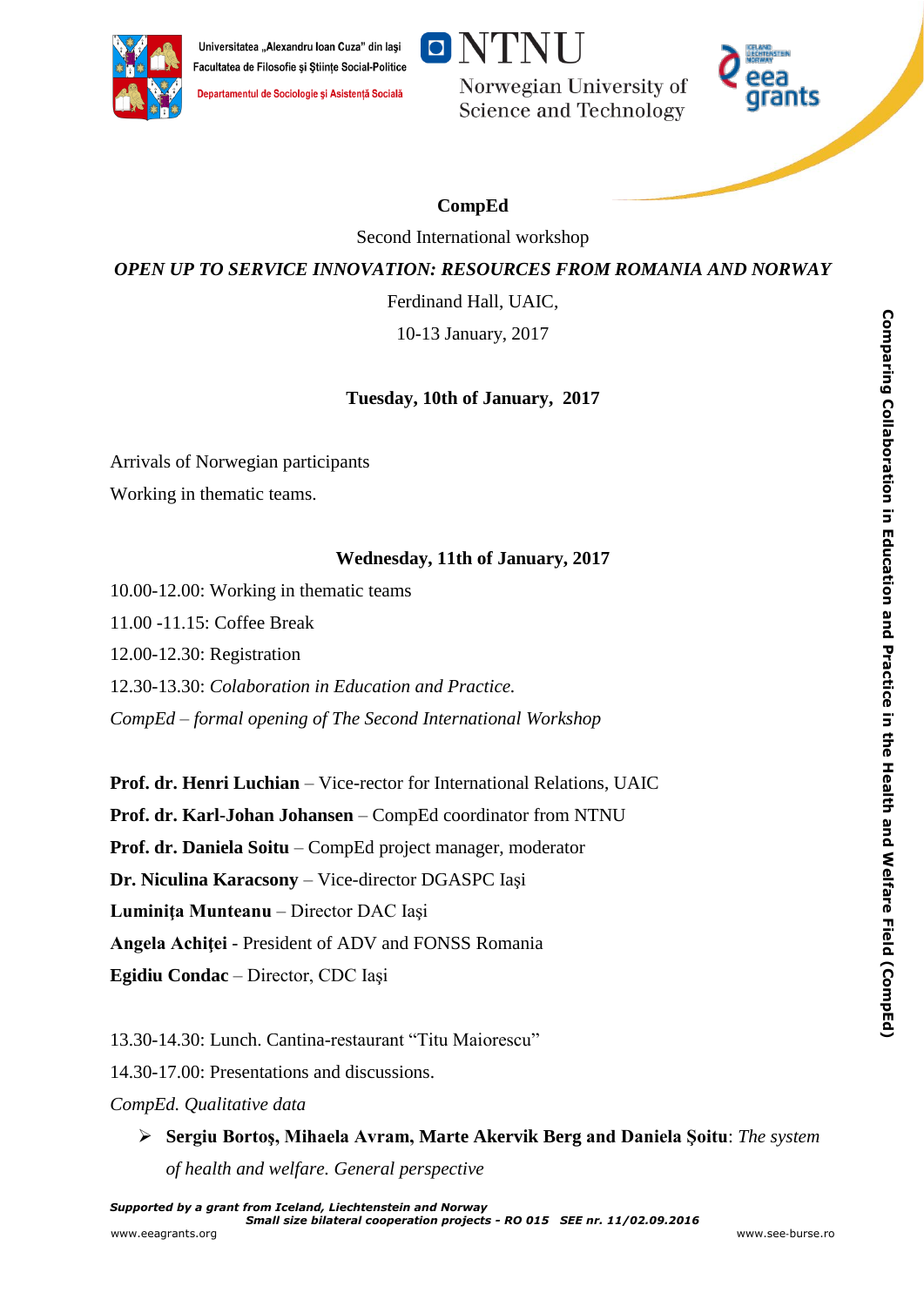Universitatea „Alexandru Ioan Cuza" din Iaşi
Facultatea de Filosofie şi Ştiinţe Social-Politice
Departamentul de Sociologie şi Asistenţă Socială

NTNU
Norwegian University of Science and Technology

eea grants

**CompEd**

Second International workshop

***OPEN UP TO SERVICE INNOVATION: RESOURCES FROM ROMANIA AND NORWAY***

Ferdinand Hall, UAIC,

10-13 January, 2017

**Tuesday, 10th of January, 2017**

Arrivals of Norwegian participants

Working in thematic teams.

**Wednesday, 11th of January, 2017**

10.00-12.00: Working in thematic teams

11.00 -11.15: Coffee Break

12.00-12.30: Registration

12.30-13.30: *Colaboration in Education and Practice.*

*CompEd – formal opening of The Second International Workshop*

**Prof. dr. Henri Luchian** – Vice-rector for International Relations, UAIC

**Prof. dr. Karl-Johan Johansen** – CompEd coordinator from NTNU

**Prof. dr. Daniela Soitu** – CompEd project manager, moderator

**Dr. Niculina Karacsony** – Vice-director DGASPC Iaşi

**Luminiţa Munteanu** – Director DAC Iaşi

**Angela Achiţei** - President of ADV and FONSS Romania

**Egidiu Condac** – Director, CDC Iaşi

13.30-14.30: Lunch. Cantina-restaurant "Titu Maiorescu"

14.30-17.00: Presentations and discussions.

*CompEd. Qualitative data*

- **Sergiu Bortoş, Mihaela Avram, Marte Akervik Berg and Daniela Şoitu**: *The system of health and welfare. General perspective*

Comparing Collaboration in Education and Practice in the Health and Welfare Field (CompEd)

*Supported by a grant from Iceland, Liechtenstein and Norway*
*Small size bilateral cooperation projects - RO 015 SEE nr. 11/02.09.2016*
www.eeagrants.org www.see-burse.ro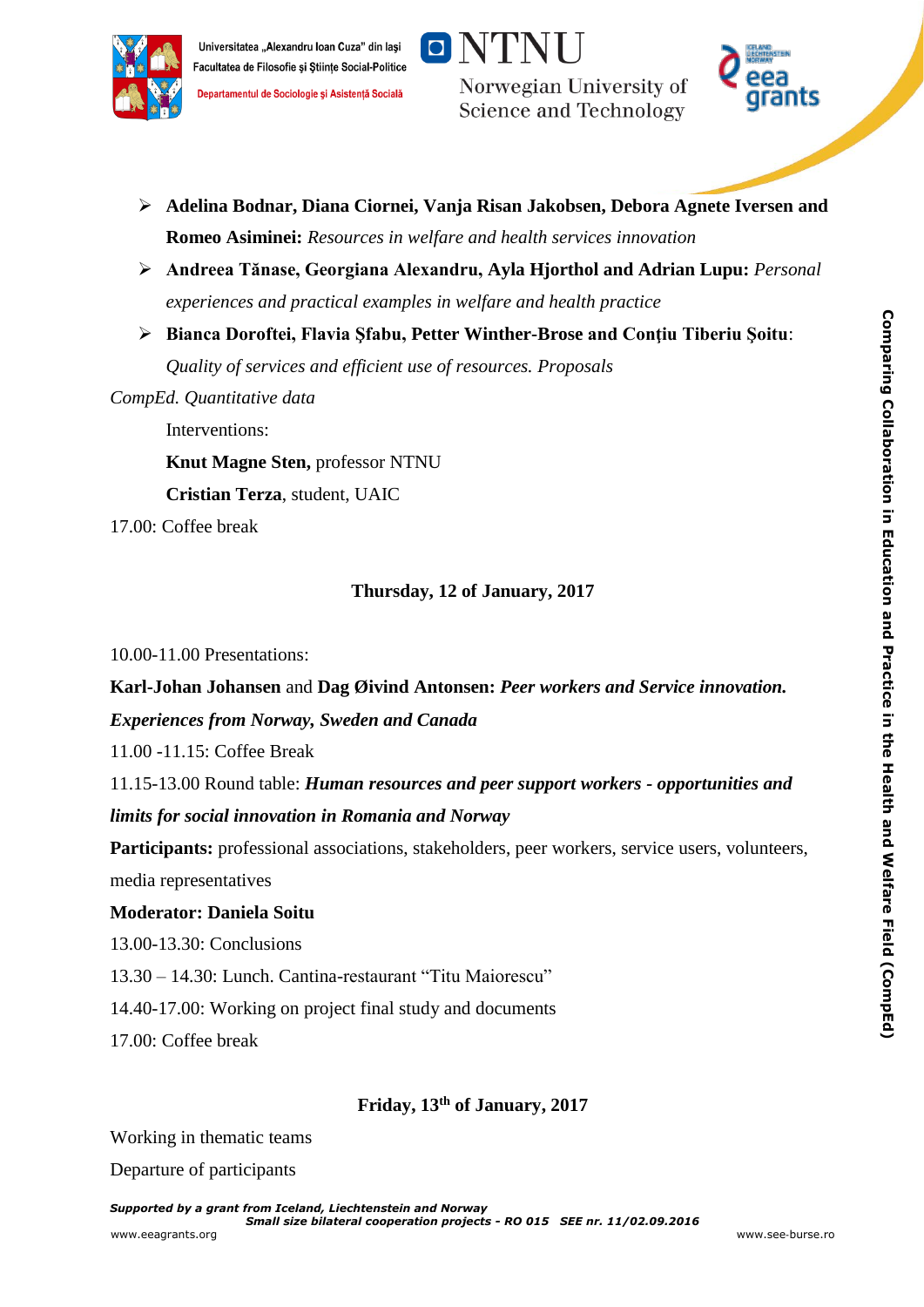- **Adelina Bodnar, Diana Ciornei, Vanja Risan Jakobsen, Debora Agnete Iversen and Romeo Asiminei:** *Resources in welfare and health services innovation*
- **Andreea Tănase, Georgiana Alexandru, Ayla Hjorthol and Adrian Lupu:** *Personal experiences and practical examples in welfare and health practice*
- **Bianca Doroftei, Flavia Şfabu, Petter Winther-Brose and Conțiu Tiberiu Şoitu**: *Quality of services and efficient use of resources. Proposals*

*CompEd. Quantitative data*

Interventions:

**Knut Magne Sten,** professor NTNU

**Cristian Terza**, student, UAIC

17.00: Coffee break

**Thursday, 12 of January, 2017**

10.00-11.00 Presentations:

**Karl-Johan Johansen** and **Dag Øivind Antonsen:** ***Peer workers and Service innovation. Experiences from Norway, Sweden and Canada***

11.00 -11.15: Coffee Break

11.15-13.00 Round table: ***Human resources and peer support workers - opportunities and limits for social innovation in Romania and Norway***

**Participants:** professional associations, stakeholders, peer workers, service users, volunteers, media representatives

**Moderator: Daniela Soitu**

13.00-13.30: Conclusions

13.30 – 14.30: Lunch. Cantina-restaurant "Titu Maiorescu"

14.40-17.00: Working on project final study and documents

17.00: Coffee break

**Friday, 13th of January, 2017**

Working in thematic teams

Departure of participants

***Supported by a grant from Iceland, Liechtenstein and Norway***
***Small size bilateral cooperation projects - RO 015 SEE nr. 11/02.09.2016***